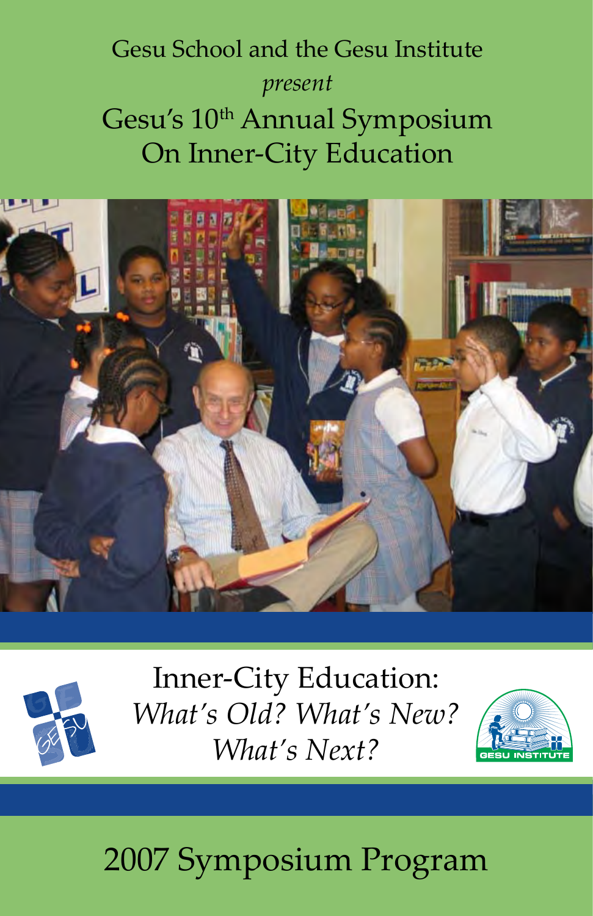Gesu School and the Gesu Institute

*present*

# Gesu's 10th Annual Symposium On Inner-City Education

## Inner-City Education: *What's Old? What's New? What's Next?*

GESU INSTITUTE

# 2007 Symposium Program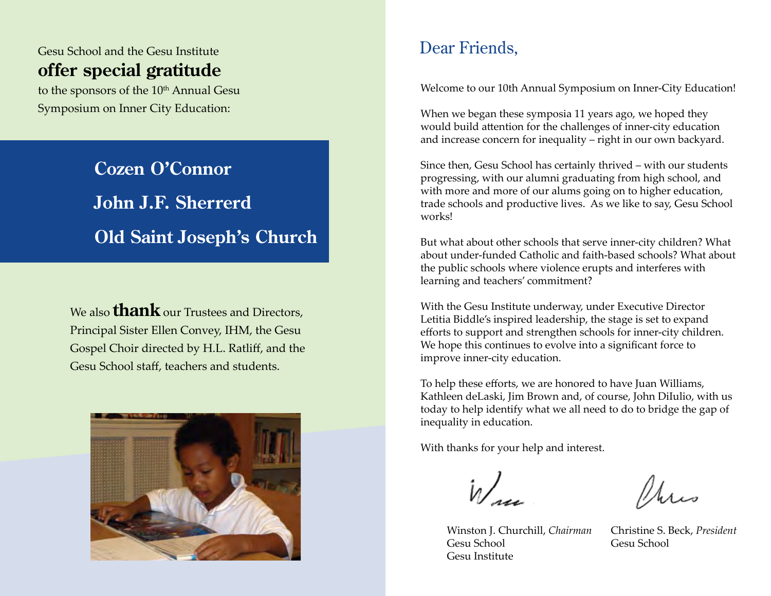Gesu School and the Gesu Institute

**offer special gratitude**

to the sponsors of the 10th Annual Gesu Symposium on Inner City Education:

**Cozen O'Connor**

**John J.F. Sherrerd**

**Old Saint Joseph's Church**

We also **thank** our Trustees and Directors, Principal Sister Ellen Convey, IHM, the Gesu Gospel Choir directed by H.L. Ratliff, and the Gesu School staff, teachers and students.

## Dear Friends,

Welcome to our 10th Annual Symposium on Inner-City Education!

When we began these symposia 11 years ago, we hoped they would build attention for the challenges of inner-city education and increase concern for inequality – right in our own backyard.

Since then, Gesu School has certainly thrived – with our students progressing, with our alumni graduating from high school, and with more and more of our alums going on to higher education, trade schools and productive lives. As we like to say, Gesu School works!

But what about other schools that serve inner-city children? What about under-funded Catholic and faith-based schools? What about the public schools where violence erupts and interferes with learning and teachers' commitment?

With the Gesu Institute underway, under Executive Director Letitia Biddle's inspired leadership, the stage is set to expand efforts to support and strengthen schools for inner-city children. We hope this continues to evolve into a significant force to improve inner-city education.

To help these efforts, we are honored to have Juan Williams, Kathleen deLaski, Jim Brown and, of course, John DiIulio, with us today to help identify what we all need to do to bridge the gap of inequality in education.

With thanks for your help and interest.

Winston J. Churchill, *Chairman*
Gesu School
Gesu Institute

Christine S. Beck, *President*
Gesu School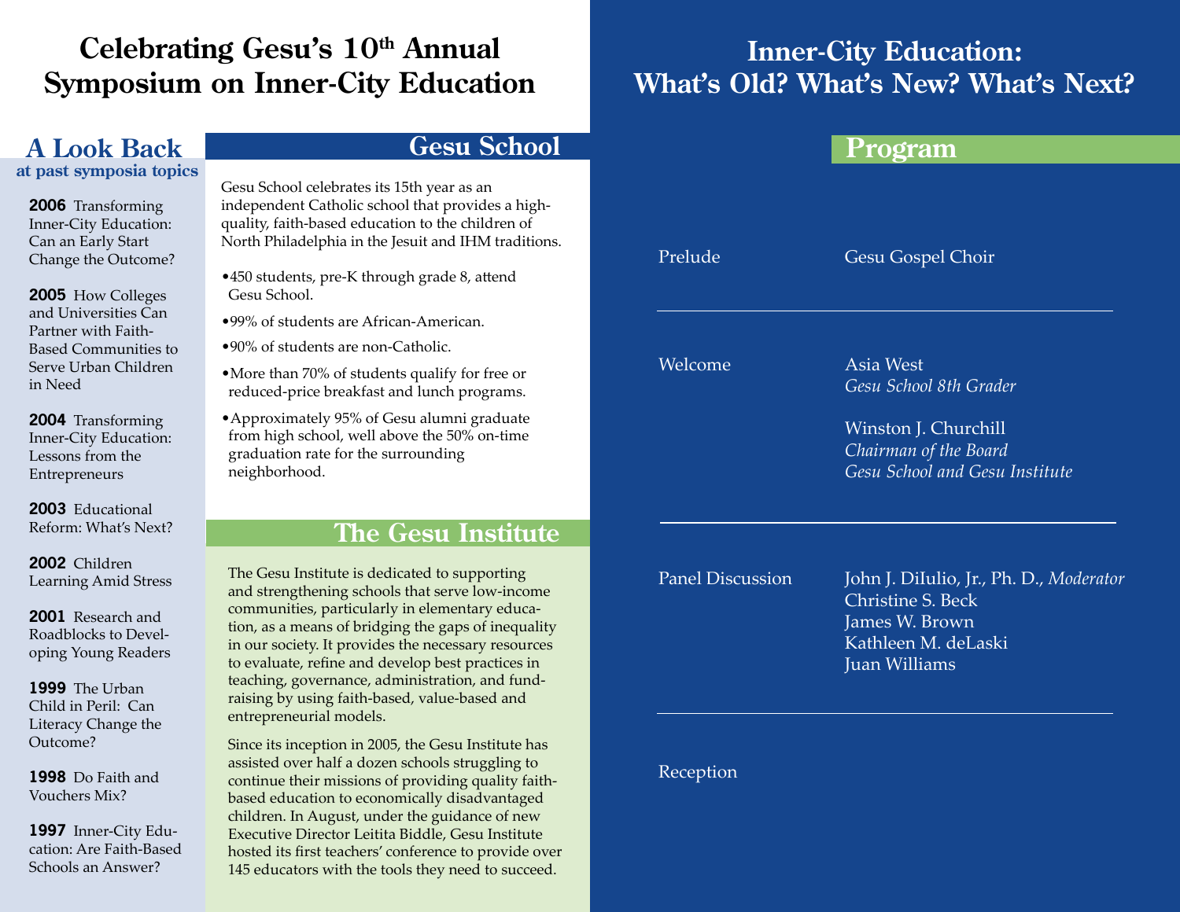# Celebrating Gesu's 10th Annual Symposium on Inner-City Education

## A Look Back

### at past symposia topics

**2006** Transforming Inner-City Education: Can an Early Start Change the Outcome?

**2005** How Colleges and Universities Can Partner with Faith-Based Communities to Serve Urban Children in Need

**2004** Transforming Inner-City Education: Lessons from the Entrepreneurs

**2003** Educational Reform: What's Next?

**2002** Children Learning Amid Stress

**2001** Research and Roadblocks to Developing Young Readers

**1999** The Urban Child in Peril: Can Literacy Change the Outcome?

**1998** Do Faith and Vouchers Mix?

**1997** Inner-City Education: Are Faith-Based Schools an Answer?

## Gesu School

Gesu School celebrates its 15th year as an independent Catholic school that provides a high-quality, faith-based education to the children of North Philadelphia in the Jesuit and IHM traditions.

- 450 students, pre-K through grade 8, attend Gesu School.
- 99% of students are African-American.
- 90% of students are non-Catholic.
- More than 70% of students qualify for free or reduced-price breakfast and lunch programs.
- Approximately 95% of Gesu alumni graduate from high school, well above the 50% on-time graduation rate for the surrounding neighborhood.

## The Gesu Institute

The Gesu Institute is dedicated to supporting and strengthening schools that serve low-income communities, particularly in elementary education, as a means of bridging the gaps of inequality in our society. It provides the necessary resources to evaluate, refine and develop best practices in teaching, governance, administration, and fundraising by using faith-based, value-based and entrepreneurial models.

Since its inception in 2005, the Gesu Institute has assisted over half a dozen schools struggling to continue their missions of providing quality faith-based education to economically disadvantaged children. In August, under the guidance of new Executive Director Leitita Biddle, Gesu Institute hosted its first teachers' conference to provide over 145 educators with the tools they need to succeed.

# Inner-City Education: What's Old? What's New? What's Next?

## Program

**Prelude**
Gesu Gospel Choir

**Welcome**
Asia West
*Gesu School 8th Grader*

Winston J. Churchill
*Chairman of the Board*
*Gesu School and Gesu Institute*

**Panel Discussion**
John J. DiIulio, Jr., Ph. D., *Moderator*
Christine S. Beck
James W. Brown
Kathleen M. deLaski
Juan Williams

**Reception**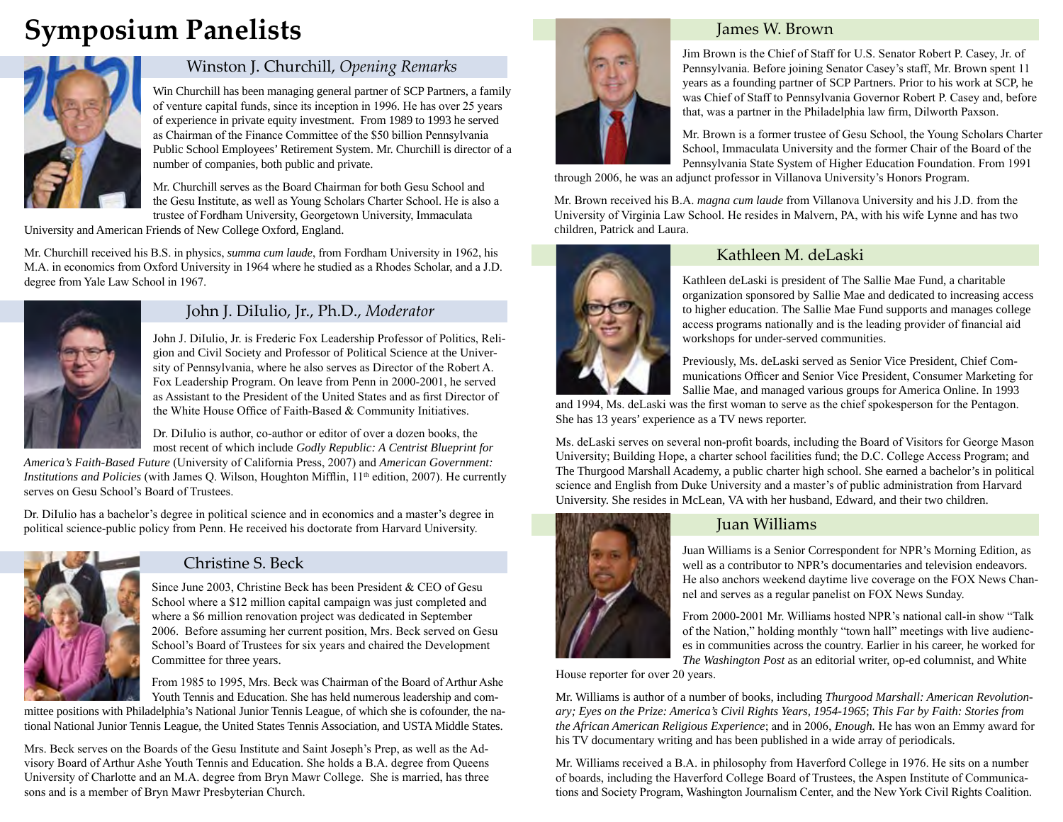# Symposium Panelists

## Winston J. Churchill, *Opening Remarks*

Win Churchill has been managing general partner of SCP Partners, a family of venture capital funds, since its inception in 1996. He has over 25 years of experience in private equity investment. From 1989 to 1993 he served as Chairman of the Finance Committee of the $50 billion Pennsylvania Public School Employees' Retirement System. Mr. Churchill is director of a number of companies, both public and private.

Mr. Churchill serves as the Board Chairman for both Gesu School and the Gesu Institute, as well as Young Scholars Charter School. He is also a trustee of Fordham University, Georgetown University, Immaculata University and American Friends of New College Oxford, England.

Mr. Churchill received his B.S. in physics, *summa cum laude*, from Fordham University in 1962, his M.A. in economics from Oxford University in 1964 where he studied as a Rhodes Scholar, and a J.D. degree from Yale Law School in 1967.

## John J. DiIulio, Jr., Ph.D., *Moderator*

John J. DiIulio, Jr. is Frederic Fox Leadership Professor of Politics, Religion and Civil Society and Professor of Political Science at the University of Pennsylvania, where he also serves as Director of the Robert A. Fox Leadership Program. On leave from Penn in 2000-2001, he served as Assistant to the President of the United States and as first Director of the White House Office of Faith-Based & Community Initiatives.

Dr. DiIulio is author, co-author or editor of over a dozen books, the most recent of which include *Godly Republic: A Centrist Blueprint for America's Faith-Based Future* (University of California Press, 2007) and *American Government: Institutions and Policies* (with James Q. Wilson, Houghton Mifflin, 11th edition, 2007). He currently serves on Gesu School's Board of Trustees.

Dr. DiIulio has a bachelor's degree in political science and in economics and a master's degree in political science-public policy from Penn. He received his doctorate from Harvard University.

## Christine S. Beck

Since June 2003, Christine Beck has been President & CEO of Gesu School where a $12 million capital campaign was just completed and where a $6 million renovation project was dedicated in September 2006. Before assuming her current position, Mrs. Beck served on Gesu School's Board of Trustees for six years and chaired the Development Committee for three years.

From 1985 to 1995, Mrs. Beck was Chairman of the Board of Arthur Ashe Youth Tennis and Education. She has held numerous leadership and committee positions with Philadelphia's National Junior Tennis League, of which she is cofounder, the national National Junior Tennis League, the United States Tennis Association, and USTA Middle States.

Mrs. Beck serves on the Boards of the Gesu Institute and Saint Joseph's Prep, as well as the Advisory Board of Arthur Ashe Youth Tennis and Education. She holds a B.A. degree from Queens University of Charlotte and an M.A. degree from Bryn Mawr College. She is married, has three sons and is a member of Bryn Mawr Presbyterian Church.

## James W. Brown

Jim Brown is the Chief of Staff for U.S. Senator Robert P. Casey, Jr. of Pennsylvania. Before joining Senator Casey's staff, Mr. Brown spent 11 years as a founding partner of SCP Partners. Prior to his work at SCP, he was Chief of Staff to Pennsylvania Governor Robert P. Casey and, before that, was a partner in the Philadelphia law firm, Dilworth Paxson.

Mr. Brown is a former trustee of Gesu School, the Young Scholars Charter School, Immaculata University and the former Chair of the Board of the Pennsylvania State System of Higher Education Foundation. From 1991 through 2006, he was an adjunct professor in Villanova University's Honors Program.

Mr. Brown received his B.A. *magna cum laude* from Villanova University and his J.D. from the University of Virginia Law School. He resides in Malvern, PA, with his wife Lynne and has two children, Patrick and Laura.

## Kathleen M. deLaski

Kathleen deLaski is president of The Sallie Mae Fund, a charitable organization sponsored by Sallie Mae and dedicated to increasing access to higher education. The Sallie Mae Fund supports and manages college access programs nationally and is the leading provider of financial aid workshops for under-served communities.

Previously, Ms. deLaski served as Senior Vice President, Chief Communications Officer and Senior Vice President, Consumer Marketing for Sallie Mae, and managed various groups for America Online. In 1993 and 1994, Ms. deLaski was the first woman to serve as the chief spokesperson for the Pentagon. She has 13 years' experience as a TV news reporter.

Ms. deLaski serves on several non-profit boards, including the Board of Visitors for George Mason University; Building Hope, a charter school facilities fund; the D.C. College Access Program; and The Thurgood Marshall Academy, a public charter high school. She earned a bachelor's in political science and English from Duke University and a master's of public administration from Harvard University. She resides in McLean, VA with her husband, Edward, and their two children.

## Juan Williams

Juan Williams is a Senior Correspondent for NPR's Morning Edition, as well as a contributor to NPR's documentaries and television endeavors. He also anchors weekend daytime live coverage on the FOX News Channel and serves as a regular panelist on FOX News Sunday.

From 2000-2001 Mr. Williams hosted NPR's national call-in show "Talk of the Nation," holding monthly "town hall" meetings with live audiences in communities across the country. Earlier in his career, he worked for *The Washington Post* as an editorial writer, op-ed columnist, and White House reporter for over 20 years.

Mr. Williams is author of a number of books, including *Thurgood Marshall: American Revolutionary; Eyes on the Prize: America's Civil Rights Years, 1954-1965*; *This Far by Faith: Stories from the African American Religious Experience*; and in 2006, *Enough.* He has won an Emmy award for his TV documentary writing and has been published in a wide array of periodicals.

Mr. Williams received a B.A. in philosophy from Haverford College in 1976. He sits on a number of boards, including the Haverford College Board of Trustees, the Aspen Institute of Communications and Society Program, Washington Journalism Center, and the New York Civil Rights Coalition.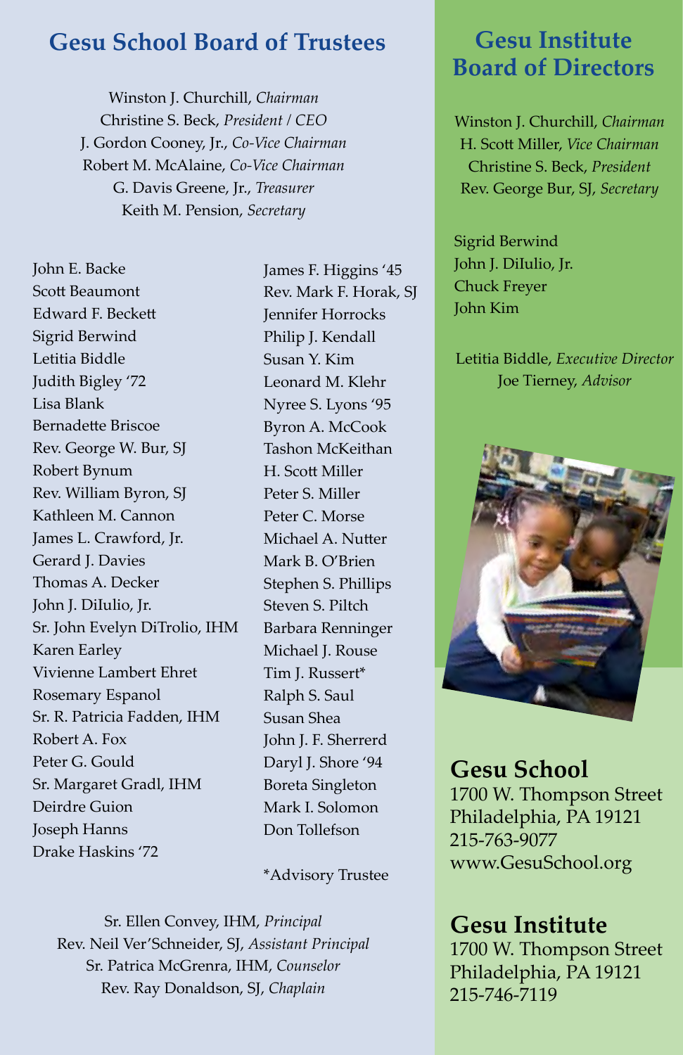## Gesu School Board of Trustees

Winston J. Churchill, *Chairman*
Christine S. Beck, *President / CEO*
J. Gordon Cooney, Jr., *Co-Vice Chairman*
Robert M. McAlaine, *Co-Vice Chairman*
G. Davis Greene, Jr., *Treasurer*
Keith M. Pension, *Secretary*

John E. Backe
Scott Beaumont
Edward F. Beckett
Sigrid Berwind
Letitia Biddle
Judith Bigley '72
Lisa Blank
Bernadette Briscoe
Rev. George W. Bur, SJ
Robert Bynum
Rev. William Byron, SJ
Kathleen M. Cannon
James L. Crawford, Jr.
Gerard J. Davies
Thomas A. Decker
John J. DiIulio, Jr.
Sr. John Evelyn DiTrolio, IHM
Karen Earley
Vivienne Lambert Ehret
Rosemary Espanol
Sr. R. Patricia Fadden, IHM
Robert A. Fox
Peter G. Gould
Sr. Margaret Gradl, IHM
Deirdre Guion
Joseph Hanns
Drake Haskins '72
James F. Higgins '45
Rev. Mark F. Horak, SJ
Jennifer Horrocks
Philip J. Kendall
Susan Y. Kim
Leonard M. Klehr
Nyree S. Lyons '95
Byron A. McCook
Tashon McKeithan
H. Scott Miller
Peter S. Miller
Peter C. Morse
Michael A. Nutter
Mark B. O'Brien
Stephen S. Phillips
Steven S. Piltch
Barbara Renninger
Michael J. Rouse
Tim J. Russert*
Ralph S. Saul
Susan Shea
John J. F. Sherrerd
Daryl J. Shore '94
Boreta Singleton
Mark I. Solomon
Don Tollefson

*Advisory Trustee

Sr. Ellen Convey, IHM, *Principal*
Rev. Neil Ver'Schneider, SJ, *Assistant Principal*
Sr. Patrica McGrenra, IHM, *Counselor*
Rev. Ray Donaldson, SJ, *Chaplain*

## Gesu Institute Board of Directors

Winston J. Churchill, *Chairman*
H. Scott Miller, *Vice Chairman*
Christine S. Beck, *President*
Rev. George Bur, SJ, *Secretary*

Sigrid Berwind
John J. DiIulio, Jr.
Chuck Freyer
John Kim

Letitia Biddle, *Executive Director*
Joe Tierney, *Advisor*

## Gesu School

1700 W. Thompson Street
Philadelphia, PA 19121
215-763-9077
www.GesuSchool.org

## Gesu Institute

1700 W. Thompson Street
Philadelphia, PA 19121
215-746-7119